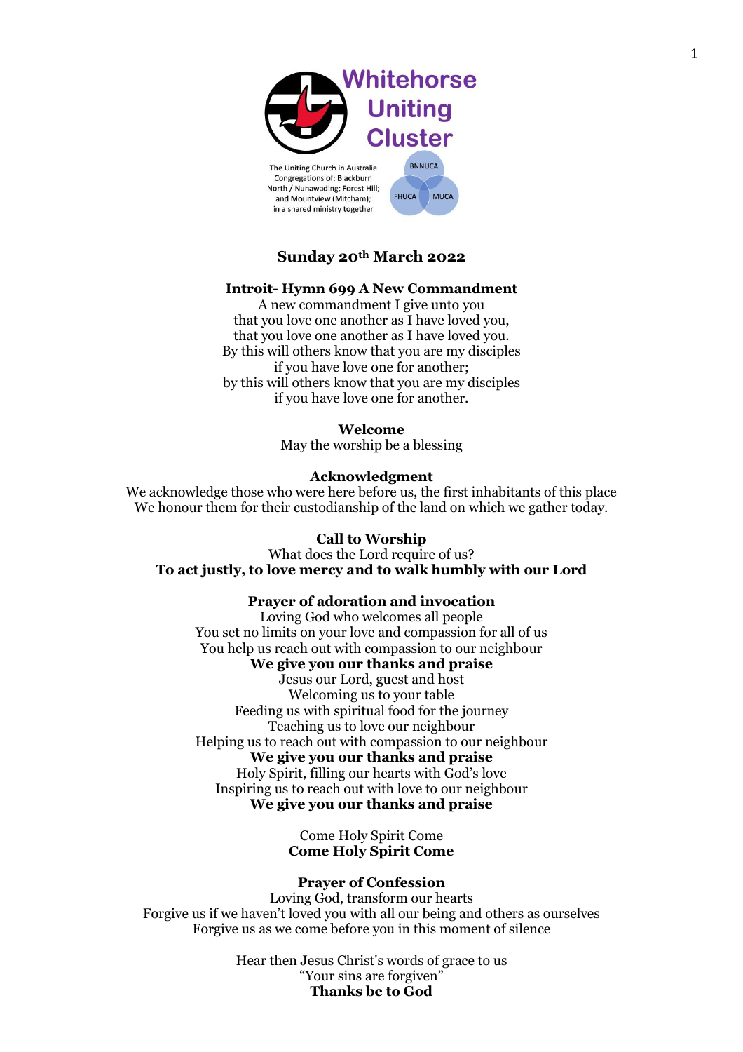# Whitehorse Uniting Cluster

The Uniting Church in Australia
Congregations of: Blackburn North / Nunawading; Forest Hill; and Mountview (Mitcham); in a shared ministry together

BNNUCA FHUCA MUCA

**Sunday 20th March 2022**

**Introit- Hymn 699 A New Commandment**

A new commandment I give unto you
that you love one another as I have loved you,
that you love one another as I have loved you.
By this will others know that you are my disciples
if you have love one for another;
by this will others know that you are my disciples
if you have love one for another.

**Welcome**

May the worship be a blessing

**Acknowledgment**

We acknowledge those who were here before us, the first inhabitants of this place
We honour them for their custodianship of the land on which we gather today.

**Call to Worship**

What does the Lord require of us?
**To act justly, to love mercy and to walk humbly with our Lord**

**Prayer of adoration and invocation**

Loving God who welcomes all people
You set no limits on your love and compassion for all of us
You help us reach out with compassion to our neighbour
**We give you our thanks and praise**
Jesus our Lord, guest and host
Welcoming us to your table
Feeding us with spiritual food for the journey
Teaching us to love our neighbour
Helping us to reach out with compassion to our neighbour
**We give you our thanks and praise**
Holy Spirit, filling our hearts with God's love
Inspiring us to reach out with love to our neighbour
**We give you our thanks and praise**

Come Holy Spirit Come
**Come Holy Spirit Come**

**Prayer of Confession**

Loving God, transform our hearts
Forgive us if we haven't loved you with all our being and others as ourselves
Forgive us as we come before you in this moment of silence

Hear then Jesus Christ's words of grace to us
"Your sins are forgiven"
**Thanks be to God**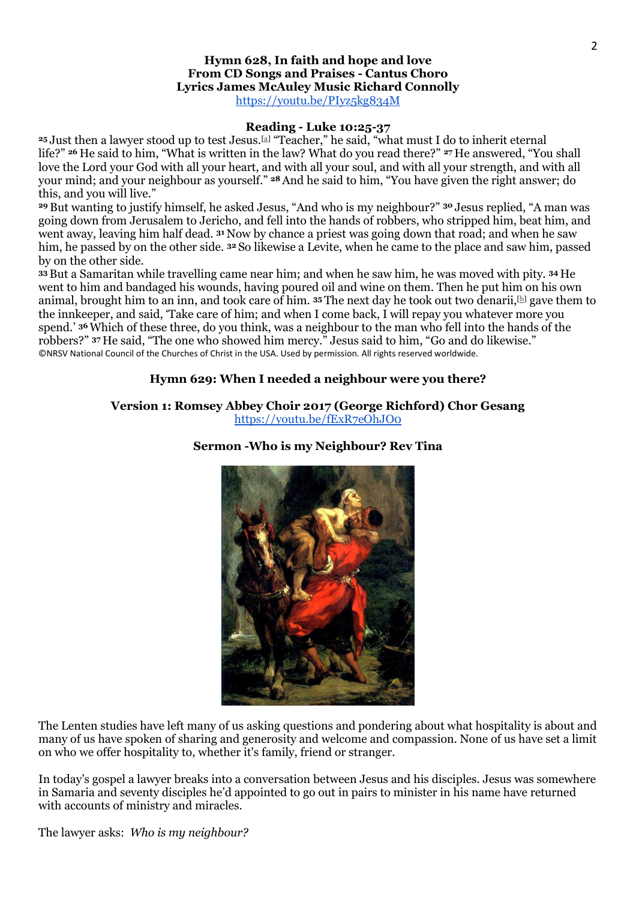**Hymn 628, In faith and hope and love**
**From CD Songs and Praises - Cantus Choro**
**Lyrics James McAuley Music Richard Connolly**
https://youtu.be/PIyz5kg834M

**Reading - Luke 10:25-37**

**25** Just then a lawyer stood up to test Jesus.[a] "Teacher," he said, "what must I do to inherit eternal life?" **26** He said to him, "What is written in the law? What do you read there?" **27** He answered, "You shall love the Lord your God with all your heart, and with all your soul, and with all your strength, and with all your mind; and your neighbour as yourself." **28** And he said to him, "You have given the right answer; do this, and you will live."

**29** But wanting to justify himself, he asked Jesus, "And who is my neighbour?" **30** Jesus replied, "A man was going down from Jerusalem to Jericho, and fell into the hands of robbers, who stripped him, beat him, and went away, leaving him half dead. **31** Now by chance a priest was going down that road; and when he saw him, he passed by on the other side. **32** So likewise a Levite, when he came to the place and saw him, passed by on the other side.

**33** But a Samaritan while travelling came near him; and when he saw him, he was moved with pity. **34** He went to him and bandaged his wounds, having poured oil and wine on them. Then he put him on his own animal, brought him to an inn, and took care of him. **35** The next day he took out two denarii,[b] gave them to the innkeeper, and said, 'Take care of him; and when I come back, I will repay you whatever more you spend.' **36** Which of these three, do you think, was a neighbour to the man who fell into the hands of the robbers?" **37** He said, "The one who showed him mercy." Jesus said to him, "Go and do likewise."

©NRSV National Council of the Churches of Christ in the USA. Used by permission. All rights reserved worldwide.

**Hymn 629: When I needed a neighbour were you there?**

**Version 1: Romsey Abbey Choir 2017 (George Richford) Chor Gesang**
https://youtu.be/fExR7eOhJOo

**Sermon -Who is my Neighbour? Rev Tina**

The Lenten studies have left many of us asking questions and pondering about what hospitality is about and many of us have spoken of sharing and generosity and welcome and compassion. None of us have set a limit on who we offer hospitality to, whether it's family, friend or stranger.

In today's gospel a lawyer breaks into a conversation between Jesus and his disciples. Jesus was somewhere in Samaria and seventy disciples he'd appointed to go out in pairs to minister in his name have returned with accounts of ministry and miracles.

The lawyer asks: *Who is my neighbour?*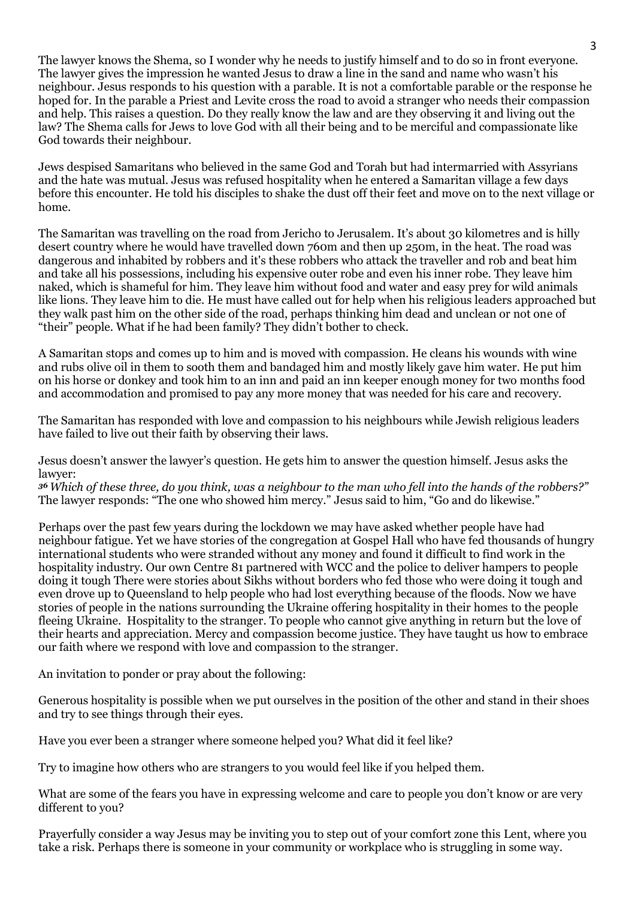The lawyer knows the Shema, so I wonder why he needs to justify himself and to do so in front everyone. The lawyer gives the impression he wanted Jesus to draw a line in the sand and name who wasn't his neighbour. Jesus responds to his question with a parable. It is not a comfortable parable or the response he hoped for. In the parable a Priest and Levite cross the road to avoid a stranger who needs their compassion and help. This raises a question. Do they really know the law and are they observing it and living out the law? The Shema calls for Jews to love God with all their being and to be merciful and compassionate like God towards their neighbour.

Jews despised Samaritans who believed in the same God and Torah but had intermarried with Assyrians and the hate was mutual. Jesus was refused hospitality when he entered a Samaritan village a few days before this encounter. He told his disciples to shake the dust off their feet and move on to the next village or home.

The Samaritan was travelling on the road from Jericho to Jerusalem. It's about 30 kilometres and is hilly desert country where he would have travelled down 760m and then up 250m, in the heat. The road was dangerous and inhabited by robbers and it's these robbers who attack the traveller and rob and beat him and take all his possessions, including his expensive outer robe and even his inner robe. They leave him naked, which is shameful for him. They leave him without food and water and easy prey for wild animals like lions. They leave him to die. He must have called out for help when his religious leaders approached but they walk past him on the other side of the road, perhaps thinking him dead and unclean or not one of "their" people. What if he had been family? They didn't bother to check.

A Samaritan stops and comes up to him and is moved with compassion. He cleans his wounds with wine and rubs olive oil in them to sooth them and bandaged him and mostly likely gave him water. He put him on his horse or donkey and took him to an inn and paid an inn keeper enough money for two months food and accommodation and promised to pay any more money that was needed for his care and recovery.

The Samaritan has responded with love and compassion to his neighbours while Jewish religious leaders have failed to live out their faith by observing their laws.

Jesus doesn't answer the lawyer's question. He gets him to answer the question himself. Jesus asks the lawyer:
*36 Which of these three, do you think, was a neighbour to the man who fell into the hands of the robbers?"*
The lawyer responds: "The one who showed him mercy." Jesus said to him, "Go and do likewise."

Perhaps over the past few years during the lockdown we may have asked whether people have had neighbour fatigue. Yet we have stories of the congregation at Gospel Hall who have fed thousands of hungry international students who were stranded without any money and found it difficult to find work in the hospitality industry. Our own Centre 81 partnered with WCC and the police to deliver hampers to people doing it tough There were stories about Sikhs without borders who fed those who were doing it tough and even drove up to Queensland to help people who had lost everything because of the floods. Now we have stories of people in the nations surrounding the Ukraine offering hospitality in their homes to the people fleeing Ukraine. Hospitality to the stranger. To people who cannot give anything in return but the love of their hearts and appreciation. Mercy and compassion become justice. They have taught us how to embrace our faith where we respond with love and compassion to the stranger.

An invitation to ponder or pray about the following:

Generous hospitality is possible when we put ourselves in the position of the other and stand in their shoes and try to see things through their eyes.

Have you ever been a stranger where someone helped you? What did it feel like?

Try to imagine how others who are strangers to you would feel like if you helped them.

What are some of the fears you have in expressing welcome and care to people you don't know or are very different to you?

Prayerfully consider a way Jesus may be inviting you to step out of your comfort zone this Lent, where you take a risk. Perhaps there is someone in your community or workplace who is struggling in some way.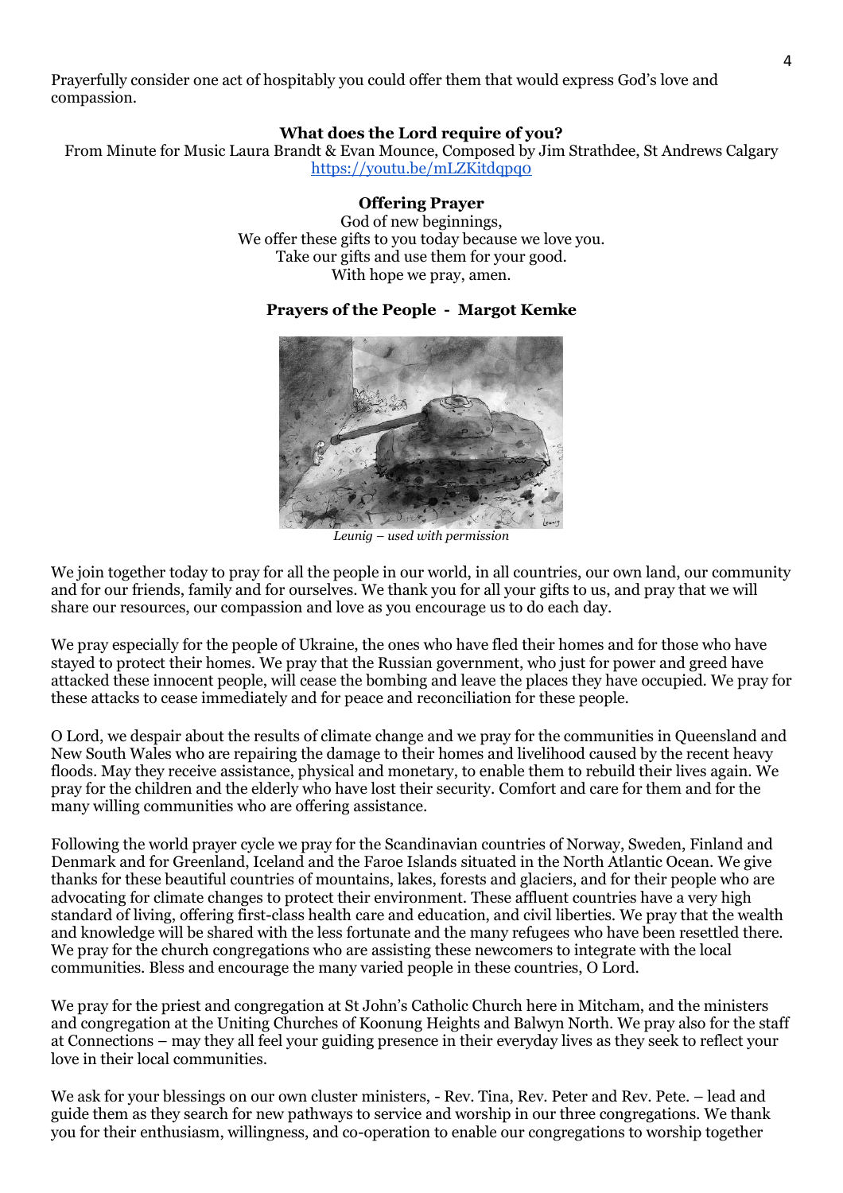Prayerfully consider one act of hospitably you could offer them that would express God's love and compassion.

**What does the Lord require of you?**

From Minute for Music Laura Brandt & Evan Mounce, Composed by Jim Strathdee, St Andrews Calgary
https://youtu.be/mLZKitdqpq0

**Offering Prayer**

God of new beginnings,
We offer these gifts to you today because we love you.
Take our gifts and use them for your good.
With hope we pray, amen.

**Prayers of the People - Margot Kemke**

*Leunig – used with permission*

We join together today to pray for all the people in our world, in all countries, our own land, our community and for our friends, family and for ourselves. We thank you for all your gifts to us, and pray that we will share our resources, our compassion and love as you encourage us to do each day.

We pray especially for the people of Ukraine, the ones who have fled their homes and for those who have stayed to protect their homes. We pray that the Russian government, who just for power and greed have attacked these innocent people, will cease the bombing and leave the places they have occupied. We pray for these attacks to cease immediately and for peace and reconciliation for these people.

O Lord, we despair about the results of climate change and we pray for the communities in Queensland and New South Wales who are repairing the damage to their homes and livelihood caused by the recent heavy floods. May they receive assistance, physical and monetary, to enable them to rebuild their lives again. We pray for the children and the elderly who have lost their security. Comfort and care for them and for the many willing communities who are offering assistance.

Following the world prayer cycle we pray for the Scandinavian countries of Norway, Sweden, Finland and Denmark and for Greenland, Iceland and the Faroe Islands situated in the North Atlantic Ocean. We give thanks for these beautiful countries of mountains, lakes, forests and glaciers, and for their people who are advocating for climate changes to protect their environment. These affluent countries have a very high standard of living, offering first-class health care and education, and civil liberties. We pray that the wealth and knowledge will be shared with the less fortunate and the many refugees who have been resettled there. We pray for the church congregations who are assisting these newcomers to integrate with the local communities. Bless and encourage the many varied people in these countries, O Lord.

We pray for the priest and congregation at St John's Catholic Church here in Mitcham, and the ministers and congregation at the Uniting Churches of Koonung Heights and Balwyn North. We pray also for the staff at Connections – may they all feel your guiding presence in their everyday lives as they seek to reflect your love in their local communities.

We ask for your blessings on our own cluster ministers, - Rev. Tina, Rev. Peter and Rev. Pete. – lead and guide them as they search for new pathways to service and worship in our three congregations. We thank you for their enthusiasm, willingness, and co-operation to enable our congregations to worship together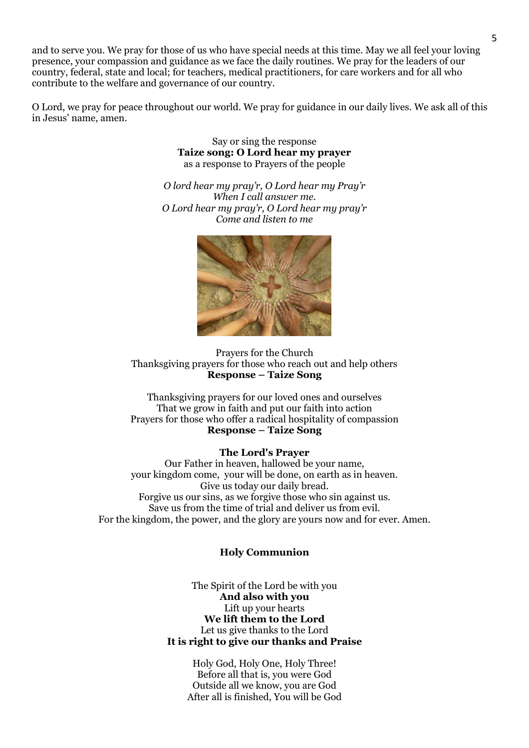and to serve you. We pray for those of us who have special needs at this time. May we all feel your loving presence, your compassion and guidance as we face the daily routines. We pray for the leaders of our country, federal, state and local; for teachers, medical practitioners, for care workers and for all who contribute to the welfare and governance of our country.

O Lord, we pray for peace throughout our world. We pray for guidance in our daily lives. We ask all of this in Jesus' name, amen.

Say or sing the response
**Taize song: O Lord hear my prayer**
as a response to Prayers of the people

*O lord hear my pray'r, O Lord hear my Pray'r*
*When I call answer me.*
*O Lord hear my pray'r, O Lord hear my pray'r*
*Come and listen to me*

Prayers for the Church
Thanksgiving prayers for those who reach out and help others
**Response – Taize Song**

Thanksgiving prayers for our loved ones and ourselves
That we grow in faith and put our faith into action
Prayers for those who offer a radical hospitality of compassion
**Response – Taize Song**

**The Lord's Prayer**

Our Father in heaven, hallowed be your name,
your kingdom come, your will be done, on earth as in heaven.
Give us today our daily bread.
Forgive us our sins, as we forgive those who sin against us.
Save us from the time of trial and deliver us from evil.
For the kingdom, the power, and the glory are yours now and for ever. Amen.

**Holy Communion**

The Spirit of the Lord be with you
**And also with you**
Lift up your hearts
**We lift them to the Lord**
Let us give thanks to the Lord
**It is right to give our thanks and Praise**

Holy God, Holy One, Holy Three!
Before all that is, you were God
Outside all we know, you are God
After all is finished, You will be God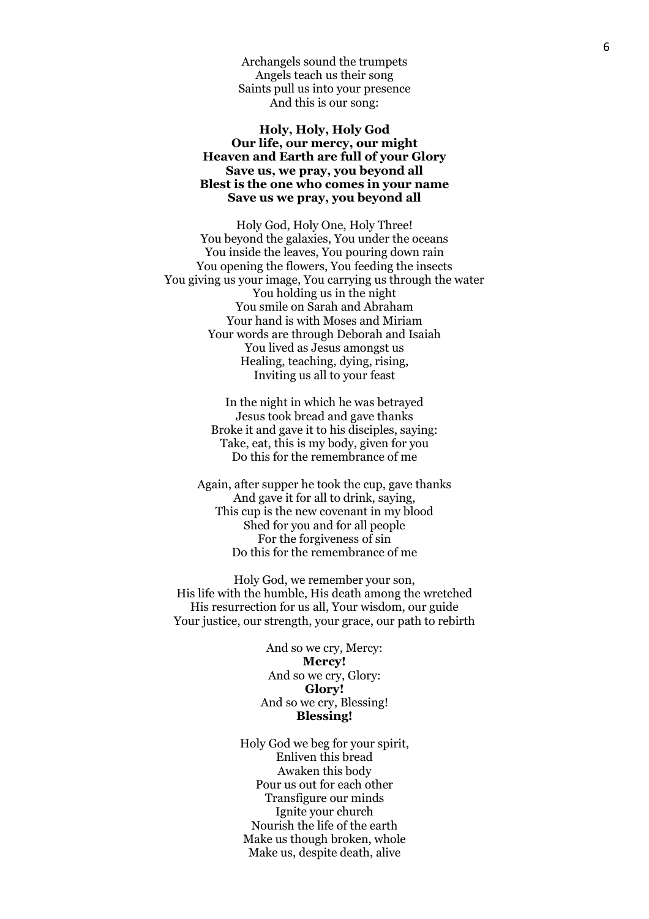Archangels sound the trumpets
Angels teach us their song
Saints pull us into your presence
And this is our song:

**Holy, Holy, Holy God**
**Our life, our mercy, our might**
**Heaven and Earth are full of your Glory**
**Save us, we pray, you beyond all**
**Blest is the one who comes in your name**
**Save us we pray, you beyond all**

Holy God, Holy One, Holy Three!
You beyond the galaxies, You under the oceans
You inside the leaves, You pouring down rain
You opening the flowers, You feeding the insects
You giving us your image, You carrying us through the water
You holding us in the night
You smile on Sarah and Abraham
Your hand is with Moses and Miriam
Your words are through Deborah and Isaiah
You lived as Jesus amongst us
Healing, teaching, dying, rising,
Inviting us all to your feast

In the night in which he was betrayed
Jesus took bread and gave thanks
Broke it and gave it to his disciples, saying:
Take, eat, this is my body, given for you
Do this for the remembrance of me

Again, after supper he took the cup, gave thanks
And gave it for all to drink, saying,
This cup is the new covenant in my blood
Shed for you and for all people
For the forgiveness of sin
Do this for the remembrance of me

Holy God, we remember your son,
His life with the humble, His death among the wretched
His resurrection for us all, Your wisdom, our guide
Your justice, our strength, your grace, our path to rebirth

And so we cry, Mercy:
**Mercy!**
And so we cry, Glory:
**Glory!**
And so we cry, Blessing!
**Blessing!**

Holy God we beg for your spirit,
Enliven this bread
Awaken this body
Pour us out for each other
Transfigure our minds
Ignite your church
Nourish the life of the earth
Make us though broken, whole
Make us, despite death, alive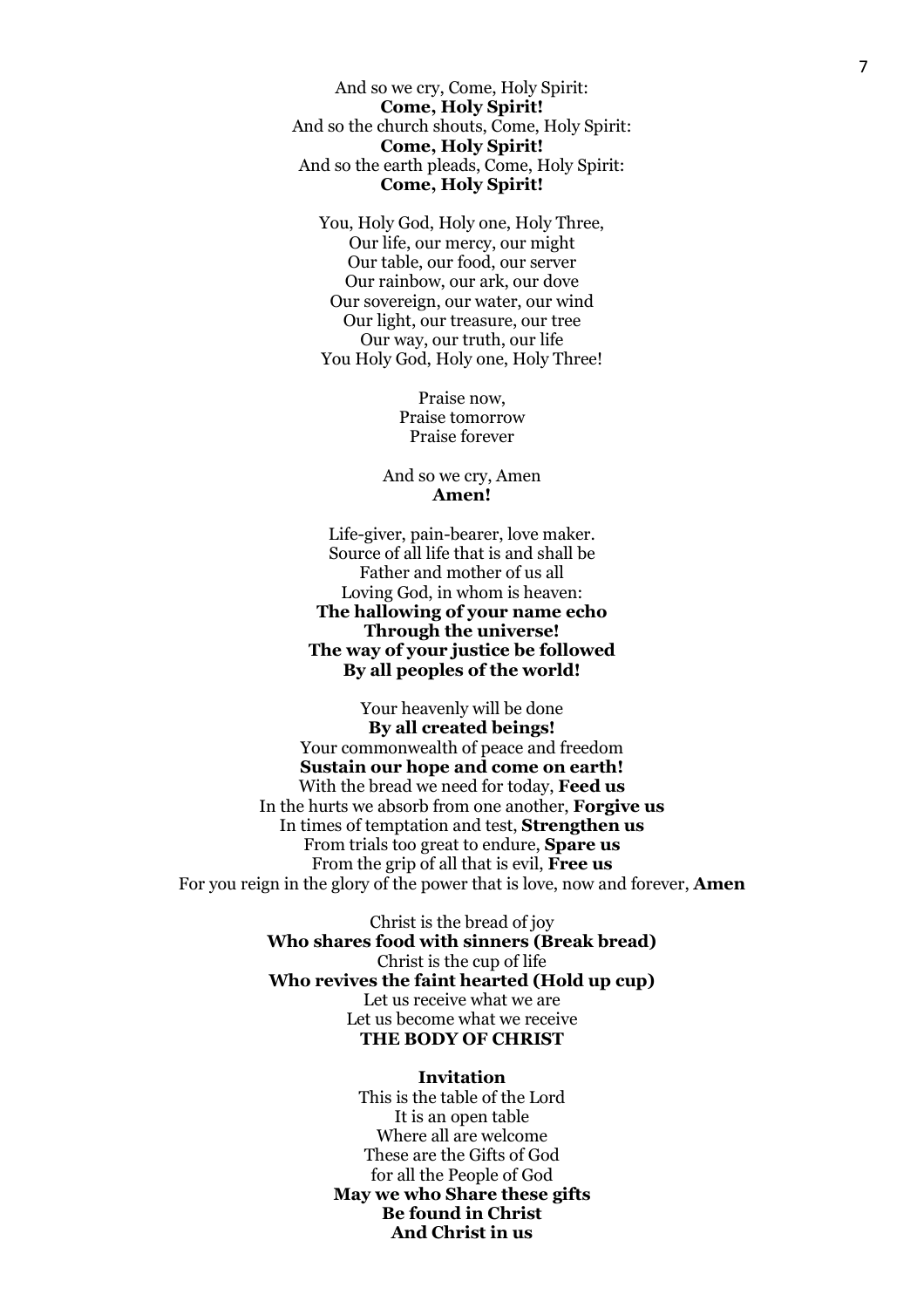And so we cry, Come, Holy Spirit:
**Come, Holy Spirit!**
And so the church shouts, Come, Holy Spirit:
**Come, Holy Spirit!**
And so the earth pleads, Come, Holy Spirit:
**Come, Holy Spirit!**

You, Holy God, Holy one, Holy Three,
Our life, our mercy, our might
Our table, our food, our server
Our rainbow, our ark, our dove
Our sovereign, our water, our wind
Our light, our treasure, our tree
Our way, our truth, our life
You Holy God, Holy one, Holy Three!

Praise now,
Praise tomorrow
Praise forever

And so we cry, Amen
**Amen!**

Life-giver, pain-bearer, love maker.
Source of all life that is and shall be
Father and mother of us all
Loving God, in whom is heaven:
**The hallowing of your name echo**
**Through the universe!**
**The way of your justice be followed**
**By all peoples of the world!**

Your heavenly will be done
**By all created beings!**
Your commonwealth of peace and freedom
**Sustain our hope and come on earth!**
With the bread we need for today, **Feed us**
In the hurts we absorb from one another, **Forgive us**
In times of temptation and test, **Strengthen us**
From trials too great to endure, **Spare us**
From the grip of all that is evil, **Free us**
For you reign in the glory of the power that is love, now and forever, **Amen**

Christ is the bread of joy
**Who shares food with sinners (Break bread)**
Christ is the cup of life
**Who revives the faint hearted (Hold up cup)**
Let us receive what we are
Let us become what we receive
**THE BODY OF CHRIST**

**Invitation**
This is the table of the Lord
It is an open table
Where all are welcome
These are the Gifts of God
for all the People of God
**May we who Share these gifts**
**Be found in Christ**
**And Christ in us**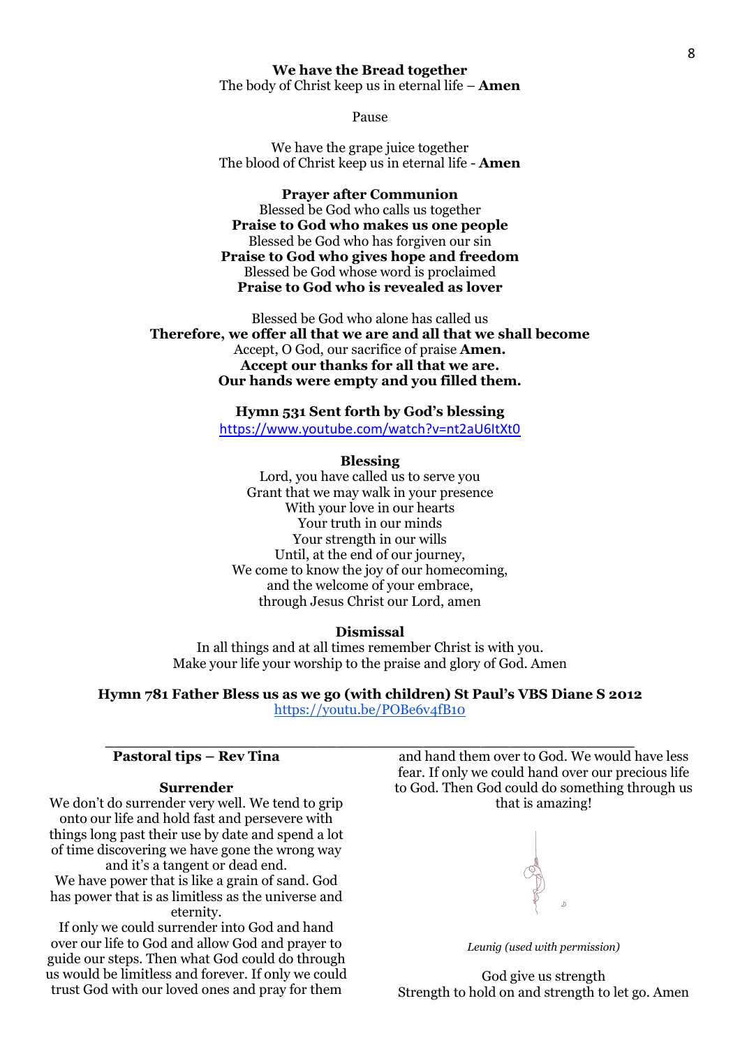**We have the Bread together**
The body of Christ keep us in eternal life – **Amen**

Pause

We have the grape juice together
The blood of Christ keep us in eternal life - **Amen**

**Prayer after Communion**

Blessed be God who calls us together
**Praise to God who makes us one people**
Blessed be God who has forgiven our sin
**Praise to God who gives hope and freedom**
Blessed be God whose word is proclaimed
**Praise to God who is revealed as lover**

Blessed be God who alone has called us
**Therefore, we offer all that we are and all that we shall become**
Accept, O God, our sacrifice of praise **Amen.**
**Accept our thanks for all that we are.**
**Our hands were empty and you filled them.**

**Hymn 531 Sent forth by God's blessing**
https://www.youtube.com/watch?v=nt2aU6ItXt0

**Blessing**

Lord, you have called us to serve you
Grant that we may walk in your presence
With your love in our hearts
Your truth in our minds
Your strength in our wills
Until, at the end of our journey,
We come to know the joy of our homecoming,
and the welcome of your embrace,
through Jesus Christ our Lord, amen

**Dismissal**

In all things and at all times remember Christ is with you.
Make your life your worship to the praise and glory of God. Amen

**Hymn 781 Father Bless us as we go (with children) St Paul's VBS Diane S 2012**
https://youtu.be/POBe6v4fB1o

---

**Pastoral tips – Rev Tina**

**Surrender**

We don't do surrender very well. We tend to grip onto our life and hold fast and persevere with things long past their use by date and spend a lot of time discovering we have gone the wrong way and it's a tangent or dead end.
We have power that is like a grain of sand. God has power that is as limitless as the universe and eternity.
If only we could surrender into God and hand over our life to God and allow God and prayer to guide our steps. Then what God could do through us would be limitless and forever. If only we could trust God with our loved ones and pray for them and hand them over to God. We would have less fear. If only we could hand over our precious life to God. Then God could do something through us that is amazing!

*Leunig (used with permission)*

God give us strength
Strength to hold on and strength to let go. Amen